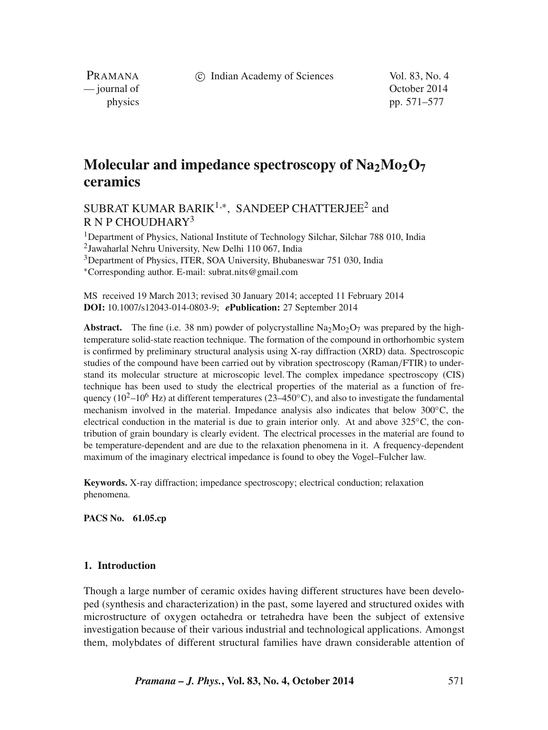# Molecular and impedance spectroscopy of $Na_2Mo_2O_7$ ceramics

SUBRAT KUMAR BARIK[1,*], SANDEEP CHATTERJEE[2] and R N P CHOUDHARY[3]

[1]Department of Physics, National Institute of Technology Silchar, Silchar 788 010, India
[2]Jawaharlal Nehru University, New Delhi 110 067, India
[3]Department of Physics, ITER, SOA University, Bhubaneswar 751 030, India
[*]Corresponding author. E-mail: subrat.nits@gmail.com

MS received 19 March 2013; revised 30 January 2014; accepted 11 February 2014
**DOI:** 10.1007/s12043-014-0803-9; ***e*Publication:** 27 September 2014

**Abstract.** The fine (i.e. 38 nm) powder of polycrystalline $Na_2Mo_2O_7$ was prepared by the high-temperature solid-state reaction technique. The formation of the compound in orthorhombic system is confirmed by preliminary structural analysis using X-ray diffraction (XRD) data. Spectroscopic studies of the compound have been carried out by vibration spectroscopy (Raman/FTIR) to understand its molecular structure at microscopic level. The complex impedance spectroscopy (CIS) technique has been used to study the electrical properties of the material as a function of frequency ($10^2$–$10^6$ Hz) at different temperatures (23–450°C), and also to investigate the fundamental mechanism involved in the material. Impedance analysis also indicates that below 300°C, the electrical conduction in the material is due to grain interior only. At and above 325°C, the contribution of grain boundary is clearly evident. The electrical processes in the material are found to be temperature-dependent and are due to the relaxation phenomena in it. A frequency-dependent maximum of the imaginary electrical impedance is found to obey the Vogel–Fulcher law.

**Keywords.** X-ray diffraction; impedance spectroscopy; electrical conduction; relaxation phenomena.

**PACS No.** **61.05.cp**

## 1. Introduction

Though a large number of ceramic oxides having different structures have been developed (synthesis and characterization) in the past, some layered and structured oxides with microstructure of oxygen octahedra or tetrahedra have been the subject of extensive investigation because of their various industrial and technological applications. Amongst them, molybdates of different structural families have drawn considerable attention of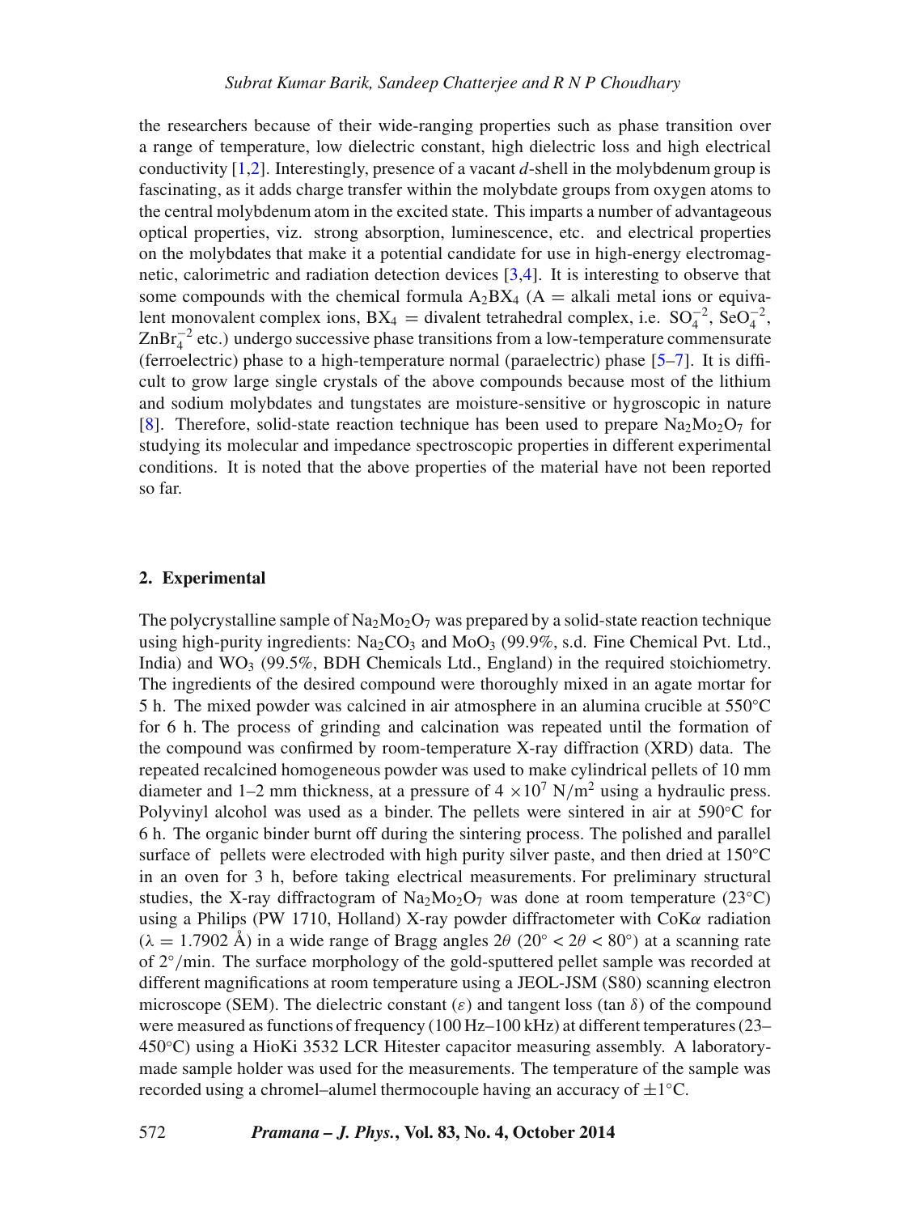the researchers because of their wide-ranging properties such as phase transition over a range of temperature, low dielectric constant, high dielectric loss and high electrical conductivity [1,2]. Interestingly, presence of a vacant *d*-shell in the molybdenum group is fascinating, as it adds charge transfer within the molybdate groups from oxygen atoms to the central molybdenum atom in the excited state. This imparts a number of advantageous optical properties, viz. strong absorption, luminescence, etc. and electrical properties on the molybdates that make it a potential candidate for use in high-energy electromagnetic, calorimetric and radiation detection devices [3,4]. It is interesting to observe that some compounds with the chemical formula $A_2BX_4$ (A = alkali metal ions or equivalent monovalent complex ions, $BX_4$ = divalent tetrahedral complex, i.e. $SO_4^{-2}$, $SeO_4^{-2}$, $ZnBr_4^{-2}$ etc.) undergo successive phase transitions from a low-temperature commensurate (ferroelectric) phase to a high-temperature normal (paraelectric) phase [5–7]. It is difficult to grow large single crystals of the above compounds because most of the lithium and sodium molybdates and tungstates are moisture-sensitive or hygroscopic in nature [8]. Therefore, solid-state reaction technique has been used to prepare $Na_2Mo_2O_7$ for studying its molecular and impedance spectroscopic properties in different experimental conditions. It is noted that the above properties of the material have not been reported so far.

## 2. Experimental

The polycrystalline sample of $Na_2Mo_2O_7$ was prepared by a solid-state reaction technique using high-purity ingredients: $Na_2CO_3$ and $MoO_3$ (99.9%, s.d. Fine Chemical Pvt. Ltd., India) and $WO_3$ (99.5%, BDH Chemicals Ltd., England) in the required stoichiometry. The ingredients of the desired compound were thoroughly mixed in an agate mortar for 5 h. The mixed powder was calcined in air atmosphere in an alumina crucible at 550°C for 6 h. The process of grinding and calcination was repeated until the formation of the compound was confirmed by room-temperature X-ray diffraction (XRD) data. The repeated recalcined homogeneous powder was used to make cylindrical pellets of 10 mm diameter and 1–2 mm thickness, at a pressure of $4 \times 10^7$ N/m$^2$ using a hydraulic press. Polyvinyl alcohol was used as a binder. The pellets were sintered in air at 590°C for 6 h. The organic binder burnt off during the sintering process. The polished and parallel surface of pellets were electroded with high purity silver paste, and then dried at 150°C in an oven for 3 h, before taking electrical measurements. For preliminary structural studies, the X-ray diffractogram of $Na_2Mo_2O_7$ was done at room temperature (23°C) using a Philips (PW 1710, Holland) X-ray powder diffractometer with CoK$\alpha$ radiation ($\lambda$ = 1.7902 Å) in a wide range of Bragg angles $2\theta$ ($20° < 2\theta < 80°$) at a scanning rate of 2°/min. The surface morphology of the gold-sputtered pellet sample was recorded at different magnifications at room temperature using a JEOL-JSM (S80) scanning electron microscope (SEM). The dielectric constant ($\varepsilon$) and tangent loss ($\tan\delta$) of the compound were measured as functions of frequency (100 Hz–100 kHz) at different temperatures (23–450°C) using a HioKi 3532 LCR Hitester capacitor measuring assembly. A laboratory-made sample holder was used for the measurements. The temperature of the sample was recorded using a chromel–alumel thermocouple having an accuracy of ±1°C.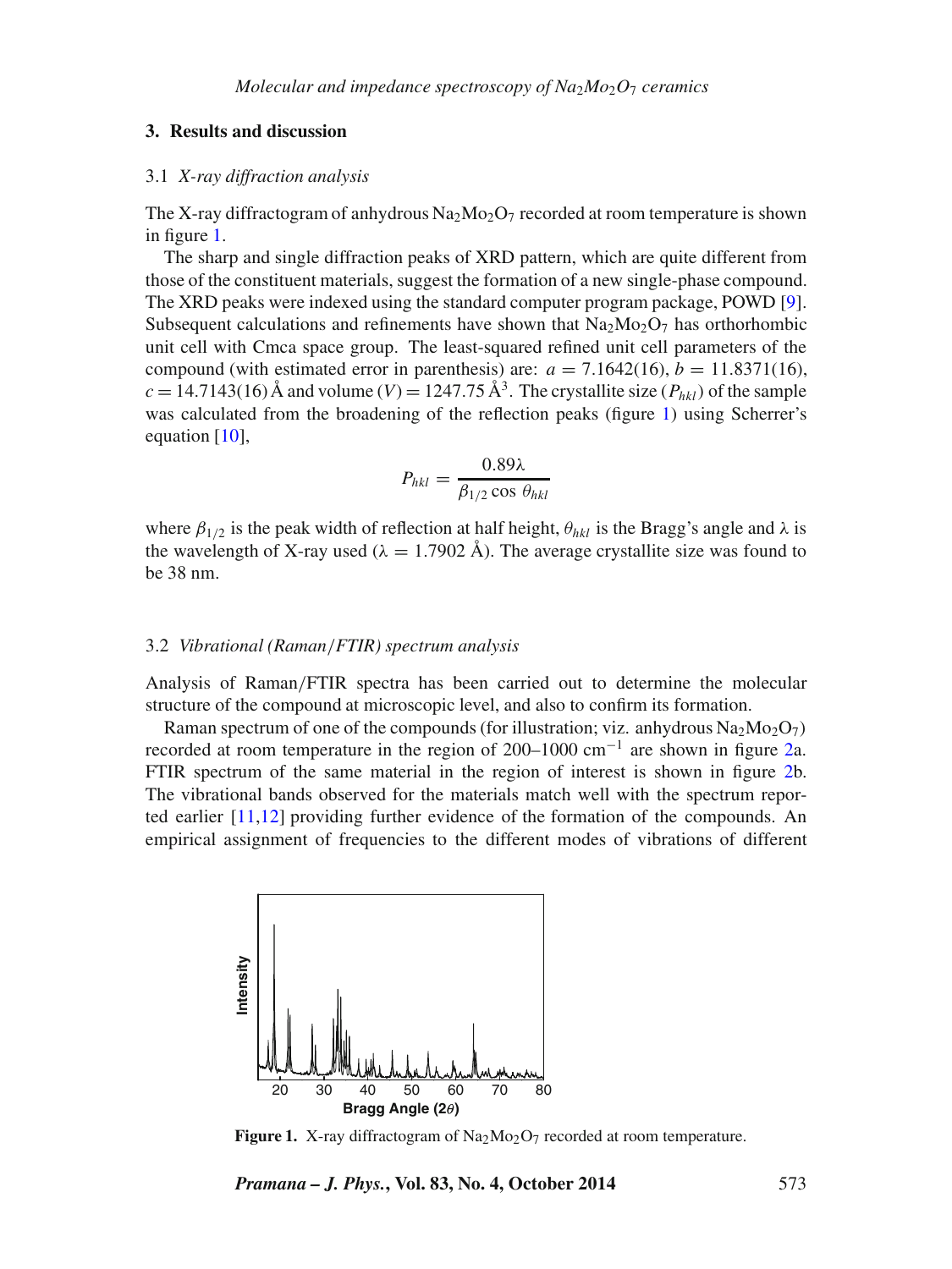## 3. Results and discussion

### 3.1 *X-ray diffraction analysis*

The X-ray diffractogram of anhydrous $Na_2Mo_2O_7$ recorded at room temperature is shown in figure 1.

The sharp and single diffraction peaks of XRD pattern, which are quite different from those of the constituent materials, suggest the formation of a new single-phase compound. The XRD peaks were indexed using the standard computer program package, POWD [9]. Subsequent calculations and refinements have shown that $Na_2Mo_2O_7$ has orthorhombic unit cell with Cmca space group. The least-squared refined unit cell parameters of the compound (with estimated error in parenthesis) are: $a = 7.1642(16)$, $b = 11.8371(16)$, $c = 14.7143(16)$ Å and volume $(V) = 1247.75$ Å$^3$. The crystallite size ($P_{hkl}$) of the sample was calculated from the broadening of the reflection peaks (figure 1) using Scherrer's equation [10],

$$P_{hkl} = \frac{0.89\lambda}{\beta_{1/2} \cos \theta_{hkl}}$$

where $\beta_{1/2}$ is the peak width of reflection at half height, $\theta_{hkl}$ is the Bragg's angle and $\lambda$ is the wavelength of X-ray used ($\lambda = 1.7902$ Å). The average crystallite size was found to be 38 nm.

### 3.2 *Vibrational (Raman/FTIR) spectrum analysis*

Analysis of Raman/FTIR spectra has been carried out to determine the molecular structure of the compound at microscopic level, and also to confirm its formation.

Raman spectrum of one of the compounds (for illustration; viz. anhydrous $Na_2Mo_2O_7$) recorded at room temperature in the region of 200–1000 cm$^{-1}$ are shown in figure 2a. FTIR spectrum of the same material in the region of interest is shown in figure 2b. The vibrational bands observed for the materials match well with the spectrum reported earlier [11,12] providing further evidence of the formation of the compounds. An empirical assignment of frequencies to the different modes of vibrations of different

**Figure 1.** X-ray diffractogram of $Na_2Mo_2O_7$ recorded at room temperature.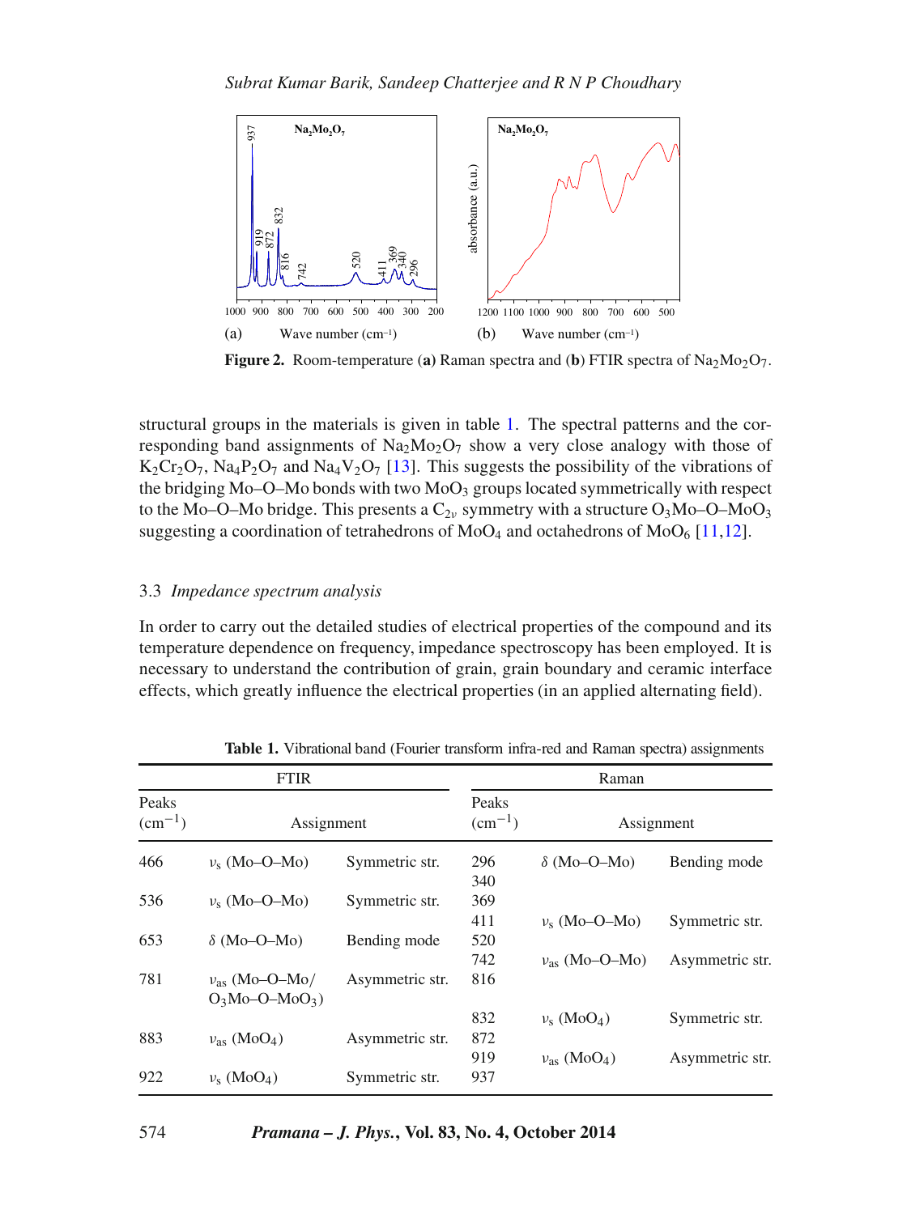**Figure 2.** Room-temperature (**a**) Raman spectra and (**b**) FTIR spectra of $Na_2Mo_2O_7$.

structural groups in the materials is given in table 1. The spectral patterns and the corresponding band assignments of $Na_2Mo_2O_7$ show a very close analogy with those of $K_2Cr_2O_7$, $Na_4P_2O_7$ and $Na_4V_2O_7$ [13]. This suggests the possibility of the vibrations of the bridging Mo–O–Mo bonds with two $MoO_3$ groups located symmetrically with respect to the Mo–O–Mo bridge. This presents a $C_{2v}$ symmetry with a structure $O_3Mo–O–MoO_3$ suggesting a coordination of tetrahedrons of $MoO_4$ and octahedrons of $MoO_6$ [11,12].

### 3.3 *Impedance spectrum analysis*

In order to carry out the detailed studies of electrical properties of the compound and its temperature dependence on frequency, impedance spectroscopy has been employed. It is necessary to understand the contribution of grain, grain boundary and ceramic interface effects, which greatly influence the electrical properties (in an applied alternating field).

**Table 1.** Vibrational band (Fourier transform infra-red and Raman spectra) assignments

| FTIR | | | Raman | | |
|---|---|---|---|---|---|
| Peaks ($cm^{-1}$) | Assignment | | Peaks ($cm^{-1}$) | Assignment | |
| 466 | $\nu_s$ (Mo–O–Mo) | Symmetric str. | 296 | $\delta$ (Mo–O–Mo) | Bending mode |
| | | | 340 | | |
| 536 | $\nu_s$ (Mo–O–Mo) | Symmetric str. | 369 | | |
| | | | 411 | $\nu_s$ (Mo–O–Mo) | Symmetric str. |
| 653 | $\delta$ (Mo–O–Mo) | Bending mode | 520 | | |
| | | | 742 | $\nu_{as}$ (Mo–O–Mo) | Asymmetric str. |
| 781 | $\nu_{as}$ (Mo–O–Mo/ $O_3Mo–O–MoO_3$) | Asymmetric str. | 816 | | |
| | | | 832 | $\nu_s$ ($MoO_4$) | Symmetric str. |
| 883 | $\nu_{as}$ ($MoO_4$) | Asymmetric str. | 872 | | |
| | | | 919 | $\nu_{as}$ ($MoO_4$) | Asymmetric str. |
| 922 | $\nu_s$ ($MoO_4$) | Symmetric str. | 937 | | |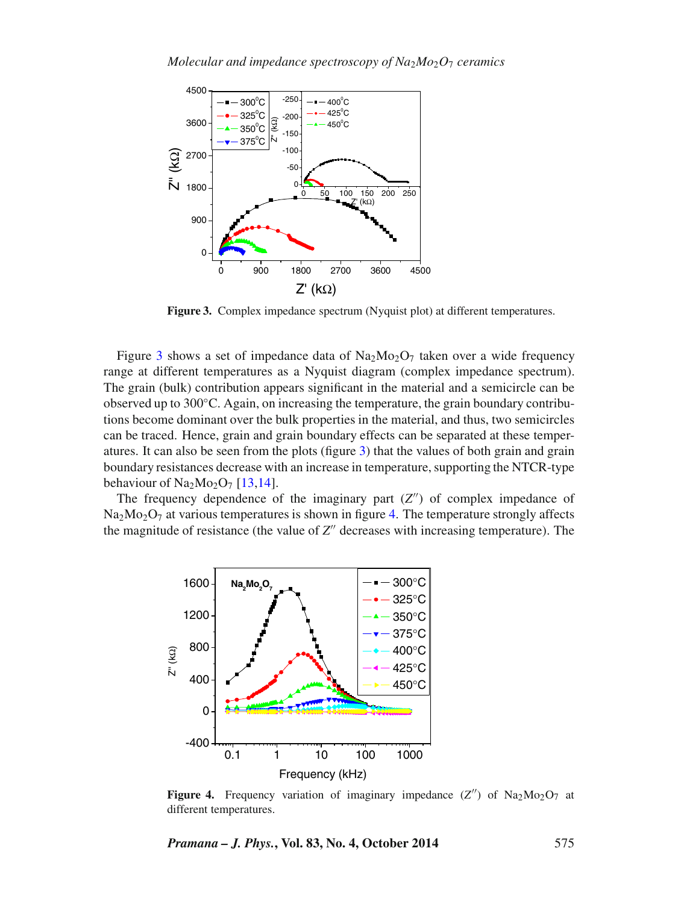**Figure 3.** Complex impedance spectrum (Nyquist plot) at different temperatures.

Figure 3 shows a set of impedance data of $Na_2Mo_2O_7$ taken over a wide frequency range at different temperatures as a Nyquist diagram (complex impedance spectrum). The grain (bulk) contribution appears significant in the material and a semicircle can be observed up to 300°C. Again, on increasing the temperature, the grain boundary contributions become dominant over the bulk properties in the material, and thus, two semicircles can be traced. Hence, grain and grain boundary effects can be separated at these temperatures. It can also be seen from the plots (figure 3) that the values of both grain and grain boundary resistances decrease with an increase in temperature, supporting the NTCR-type behaviour of $Na_2Mo_2O_7$ [13,14].

The frequency dependence of the imaginary part ($Z''$) of complex impedance of $Na_2Mo_2O_7$ at various temperatures is shown in figure 4. The temperature strongly affects the magnitude of resistance (the value of $Z''$ decreases with increasing temperature). The

**Figure 4.** Frequency variation of imaginary impedance ($Z''$) of $Na_2Mo_2O_7$ at different temperatures.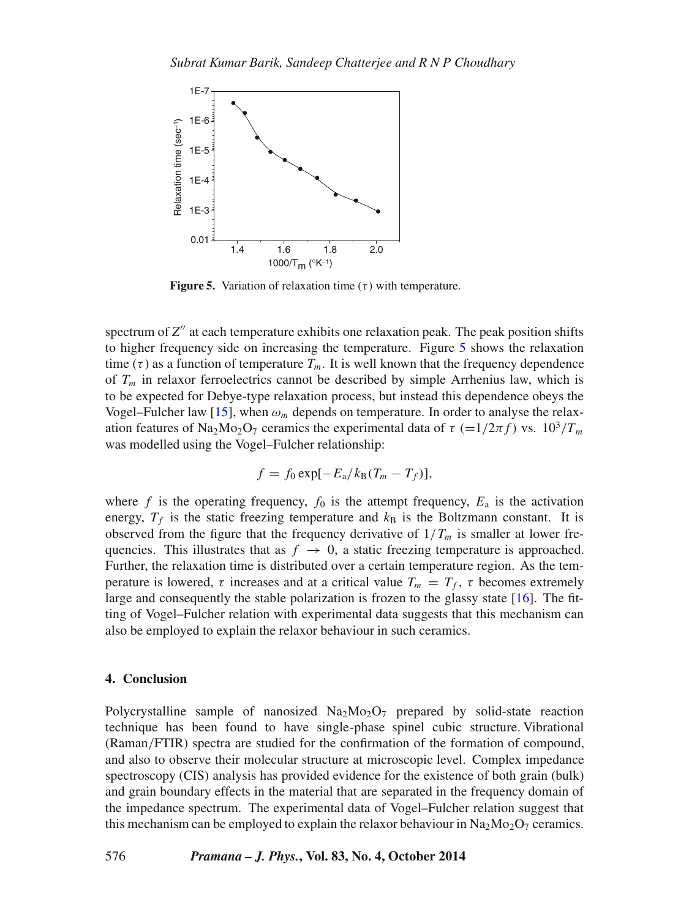Figure 5. Variation of relaxation time ($\tau$) with temperature.

spectrum of $Z''$ at each temperature exhibits one relaxation peak. The peak position shifts to higher frequency side on increasing the temperature. Figure 5 shows the relaxation time ($\tau$) as a function of temperature $T_m$. It is well known that the frequency dependence of $T_m$ in relaxor ferroelectrics cannot be described by simple Arrhenius law, which is to be expected for Debye-type relaxation process, but instead this dependence obeys the Vogel–Fulcher law [15], when $\omega_m$ depends on temperature. In order to analyse the relaxation features of $Na_2Mo_2O_7$ ceramics the experimental data of $\tau$ ($=1/2\pi f$) vs. $10^3/T_m$ was modelled using the Vogel–Fulcher relationship:

$$f = f_0 \exp[-E_a/k_B(T_m - T_f)],$$

where $f$ is the operating frequency, $f_0$ is the attempt frequency, $E_a$ is the activation energy, $T_f$ is the static freezing temperature and $k_B$ is the Boltzmann constant. It is observed from the figure that the frequency derivative of $1/T_m$ is smaller at lower frequencies. This illustrates that as $f \rightarrow 0$, a static freezing temperature is approached. Further, the relaxation time is distributed over a certain temperature region. As the temperature is lowered, $\tau$ increases and at a critical value $T_m = T_f$, $\tau$ becomes extremely large and consequently the stable polarization is frozen to the glassy state [16]. The fitting of Vogel–Fulcher relation with experimental data suggests that this mechanism can also be employed to explain the relaxor behaviour in such ceramics.

## 4. Conclusion

Polycrystalline sample of nanosized $Na_2Mo_2O_7$ prepared by solid-state reaction technique has been found to have single-phase spinel cubic structure. Vibrational (Raman/FTIR) spectra are studied for the confirmation of the formation of compound, and also to observe their molecular structure at microscopic level. Complex impedance spectroscopy (CIS) analysis has provided evidence for the existence of both grain (bulk) and grain boundary effects in the material that are separated in the frequency domain of the impedance spectrum. The experimental data of Vogel–Fulcher relation suggest that this mechanism can be employed to explain the relaxor behaviour in $Na_2Mo_2O_7$ ceramics.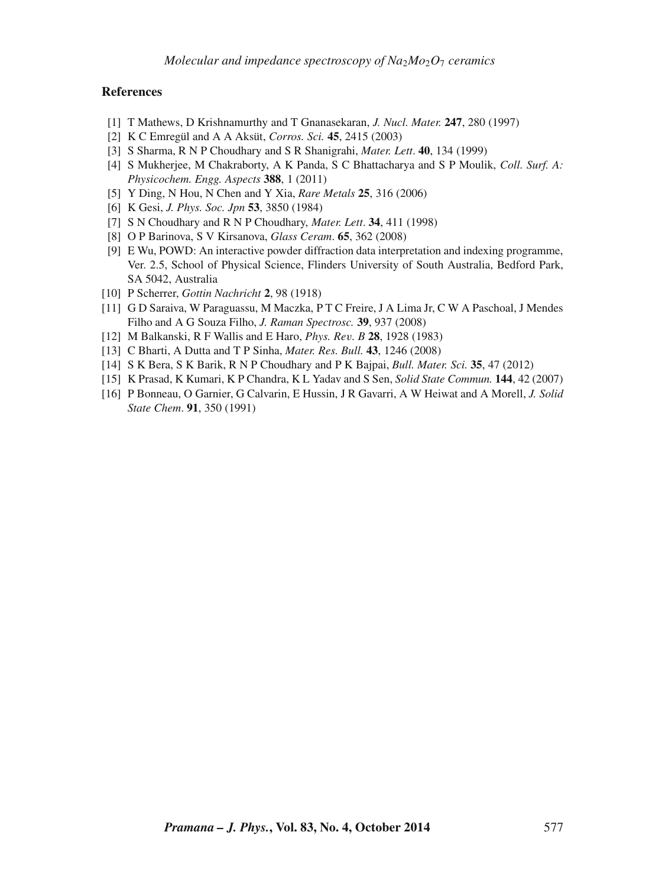## References

[1] T Mathews, D Krishnamurthy and T Gnanasekaran, *J. Nucl. Mater.* **247**, 280 (1997)

[2] K C Emregül and A A Aksüt, *Corros. Sci.* **45**, 2415 (2003)

[3] S Sharma, R N P Choudhary and S R Shanigrahi, *Mater. Lett*. **40**, 134 (1999)

[4] S Mukherjee, M Chakraborty, A K Panda, S C Bhattacharya and S P Moulik, *Coll. Surf. A: Physicochem. Engg. Aspects* **388**, 1 (2011)

[5] Y Ding, N Hou, N Chen and Y Xia, *Rare Metals* **25**, 316 (2006)

[6] K Gesi, *J. Phys. Soc. Jpn* **53**, 3850 (1984)

[7] S N Choudhary and R N P Choudhary, *Mater. Lett*. **34**, 411 (1998)

[8] O P Barinova, S V Kirsanova, *Glass Ceram*. **65**, 362 (2008)

[9] E Wu, POWD: An interactive powder diffraction data interpretation and indexing programme, Ver. 2.5, School of Physical Science, Flinders University of South Australia, Bedford Park, SA 5042, Australia

[10] P Scherrer, *Gottin Nachricht* **2**, 98 (1918)

[11] G D Saraiva, W Paraguassu, M Maczka, P T C Freire, J A Lima Jr, C W A Paschoal, J Mendes Filho and A G Souza Filho, *J. Raman Spectrosc.* **39**, 937 (2008)

[12] M Balkanski, R F Wallis and E Haro, *Phys. Rev. B* **28**, 1928 (1983)

[13] C Bharti, A Dutta and T P Sinha, *Mater. Res. Bull.* **43**, 1246 (2008)

[14] S K Bera, S K Barik, R N P Choudhary and P K Bajpai, *Bull. Mater. Sci.* **35**, 47 (2012)

[15] K Prasad, K Kumari, K P Chandra, K L Yadav and S Sen, *Solid State Commun.* **144**, 42 (2007)

[16] P Bonneau, O Garnier, G Calvarin, E Hussin, J R Gavarri, A W Heiwat and A Morell, *J. Solid State Chem*. **91**, 350 (1991)